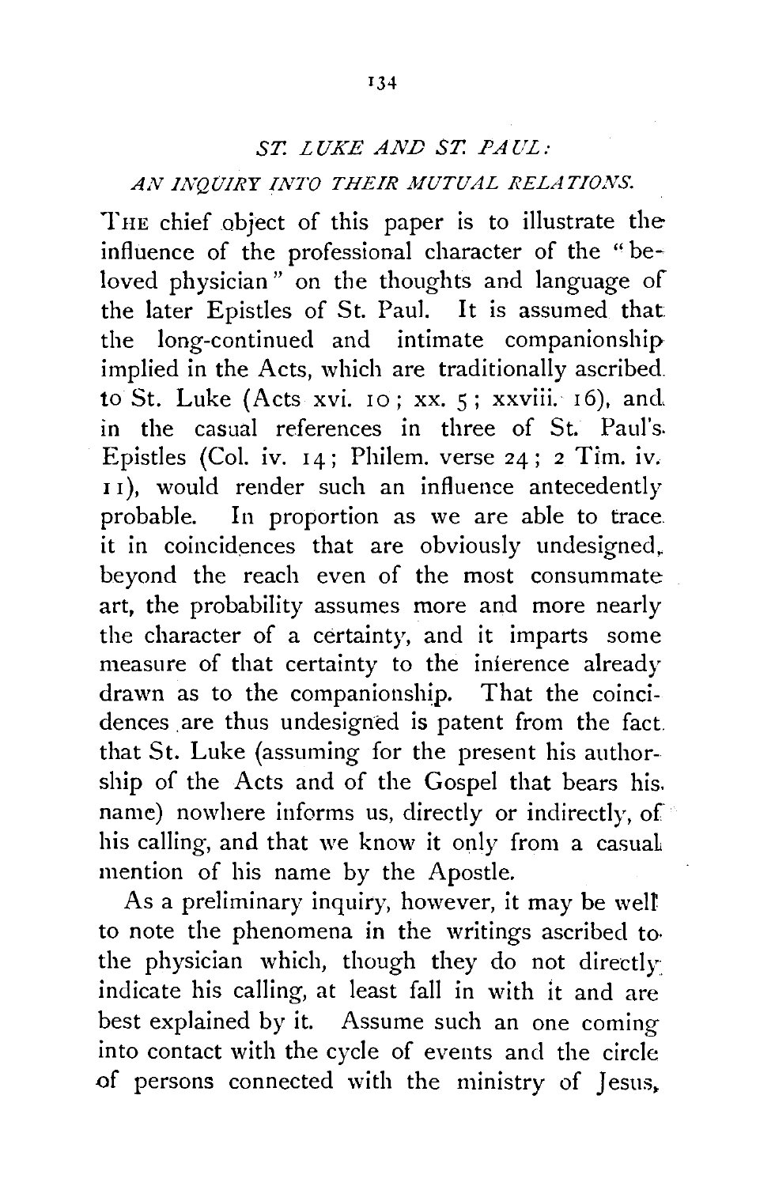## *ST. LUKE AND ST. PAUL:*

### *AN INQUIRY INTO THEIR MUTUAL RELATIONS.*

THE chief object of this paper is to illustrate the influence of the professional character of the "beloved physician" on the thoughts and language of the later Epistles of St. Paul. It is assumed that the long-continued and intimate companionship implied in the Acts, which are traditionally ascribed to St. Luke (Acts xvi. 10; xx. 5; xxviii. 16), and in the casual references in three of St. Paul's Epistles (Col. iv. 14; Philem. verse 24; 2 Tim. iv. 11), would render such an influence antecedently probable. In proportion as we are able to trace it in coincidences that are obviously undesigned, beyond the reach even of the most consummate art, the probability assumes more and more nearly the character of a certainty, and it imparts some measure of that certainty to the inference already drawn as to the companionship. That the coincidences are thus undesigned is patent from the fact that St. Luke (assuming for the present his authorship of the Acts and of the Gospel that bears his name) nowhere informs us, directly or indirectly, of his calling, and that we know it only from a casual mention of his name by the Apostle.

As a preliminary inquiry, however, it may be well to note the phenomena in the writings ascribed to the physician which, though they do not directly indicate his calling, at least fall in with it and are best explained by it. Assume such an one coming into contact with the cycle of events and the circle of persons connected with the ministry of Jesus,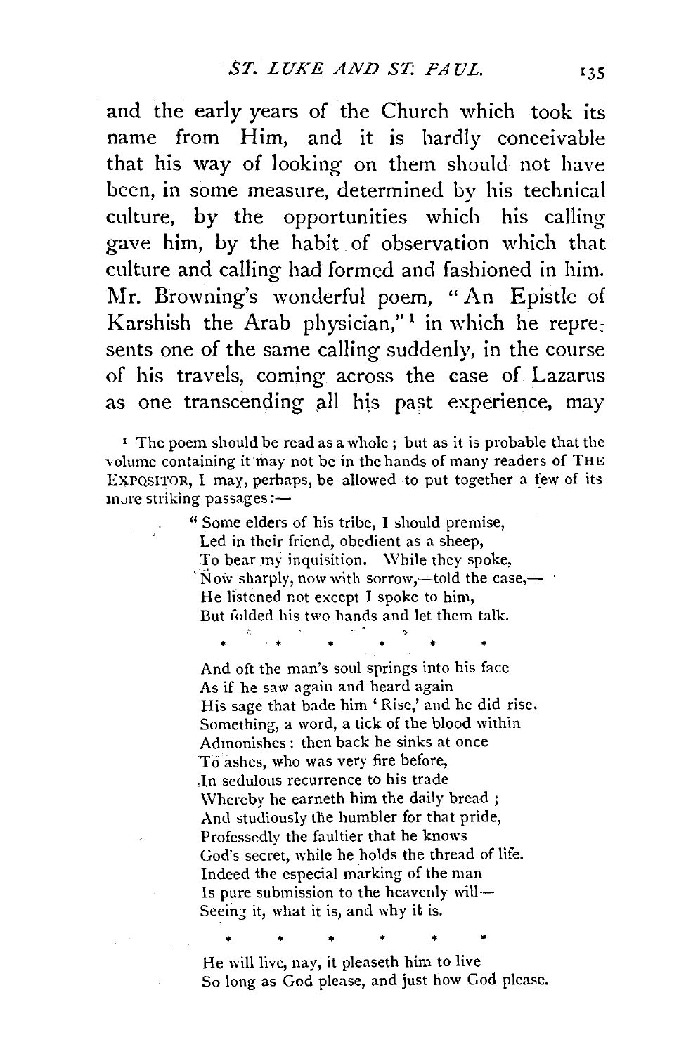and the early years of the Church which took its name from Him, and it is hardly conceivable that his way of looking on them should not have been, in some measure, determined by his technical culture, by the opportunities which his calling gave him, by the habit of observation which that culture and calling had formed and fashioned in him. Mr. Browning's wonderful poem, "An Epistle of Karshish the Arab physician,"[1] in which he represents one of the same calling suddenly, in the course of his travels, coming across the case of Lazarus as one transcending all his past experience, may

[1] The poem should be read as a whole; but as it is probable that the volume containing it may not be in the hands of many readers of THE EXPOSITOR, I may, perhaps, be allowed to put together a few of its more striking passages:—

> "Some elders of his tribe, I should premise,
> Led in their friend, obedient as a sheep,
> To bear my inquisition. While they spoke,
> Now sharply, now with sorrow,—told the case,—
> He listened not except I spoke to him,
> But folded his two hands and let them talk.
>
> \* \* \* \* \* \*
>
> And oft the man's soul springs into his face
> As if he saw again and heard again
> His sage that bade him 'Rise,' and he did rise.
> Something, a word, a tick of the blood within
> Admonishes: then back he sinks at once
> To ashes, who was very fire before,
> In sedulous recurrence to his trade
> Whereby he earneth him the daily bread;
> And studiously the humbler for that pride,
> Professedly the faultier that he knows
> God's secret, while he holds the thread of life.
> Indeed the especial marking of the man
> Is pure submission to the heavenly will—
> Seeing it, what it is, and why it is.
>
> \* \* \* \* \* \*
>
> He will live, nay, it pleaseth him to live
> So long as God please, and just how God please.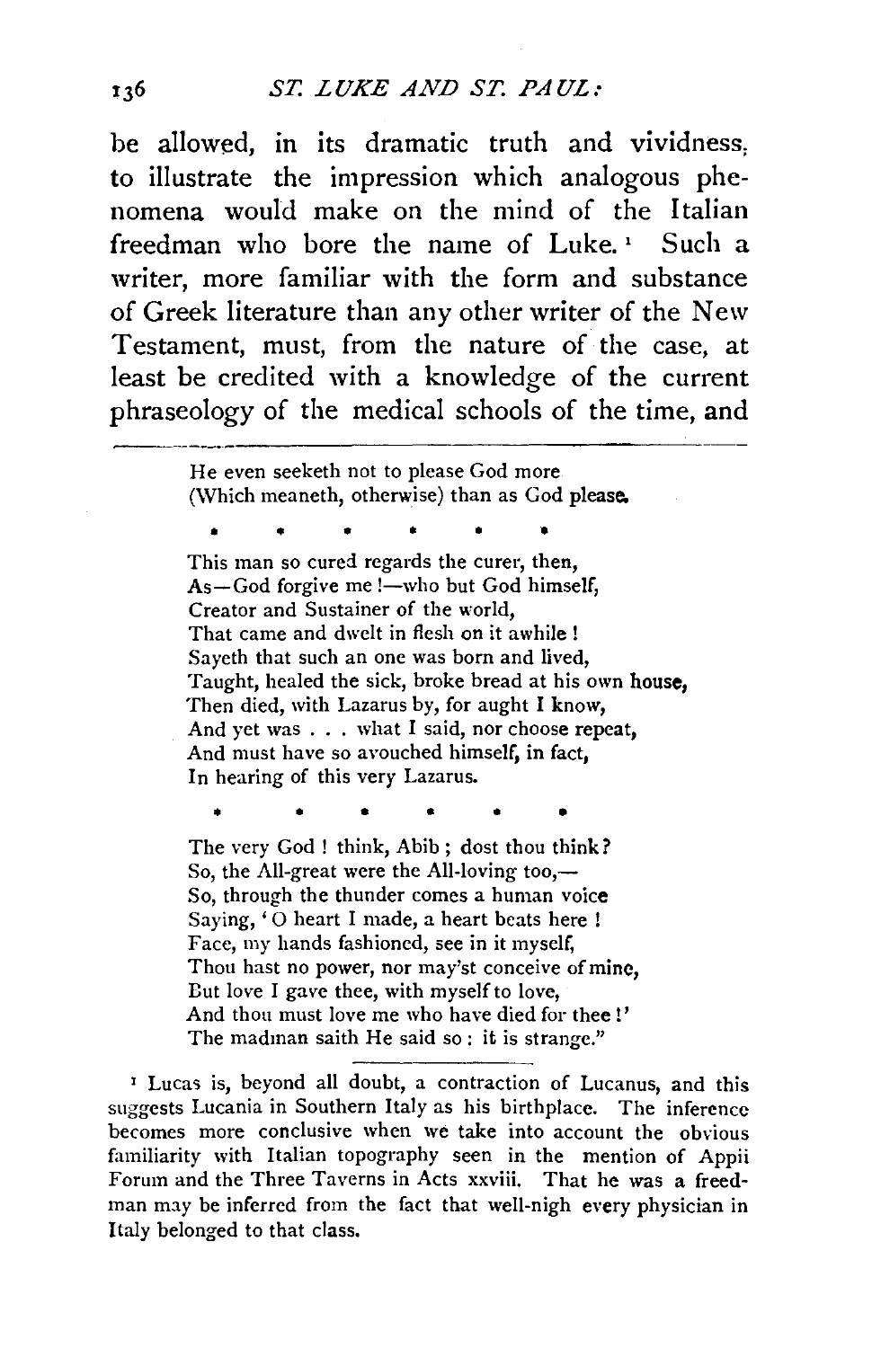be allowed, in its dramatic truth and vividness, to illustrate the impression which analogous phenomena would make on the mind of the Italian freedman who bore the name of Luke.[1] Such a writer, more familiar with the form and substance of Greek literature than any other writer of the New Testament, must, from the nature of the case, at least be credited with a knowledge of the current phraseology of the medical schools of the time, and

> He even seeketh not to please God more
> (Which meaneth, otherwise) than as God please.
>
> \*　　\*　　\*　　\*　　\*　　\*
>
> This man so cured regards the curer, then,
> As—God forgive me!—who but God himself,
> Creator and Sustainer of the world,
> That came and dwelt in flesh on it awhile!
> Sayeth that such an one was born and lived,
> Taught, healed the sick, broke bread at his own house,
> Then died, with Lazarus by, for aught I know,
> And yet was . . . what I said, nor choose repeat,
> And must have so avouched himself, in fact,
> In hearing of this very Lazarus.
>
> \*　　\*　　\*　　\*　　\*　　\*
>
> The very God! think, Abib; dost thou think?
> So, the All-great were the All-loving too,—
> So, through the thunder comes a human voice
> Saying, 'O heart I made, a heart beats here!
> Face, my hands fashioned, see in it myself,
> Thou hast no power, nor may'st conceive of mine,
> But love I gave thee, with myself to love,
> And thou must love me who have died for thee!'
> The madman saith He said so: it is strange."

[1] Lucas is, beyond all doubt, a contraction of Lucanus, and this suggests Lucania in Southern Italy as his birthplace. The inference becomes more conclusive when we take into account the obvious familiarity with Italian topography seen in the mention of Appii Forum and the Three Taverns in Acts xxviii. That he was a freedman may be inferred from the fact that well-nigh every physician in Italy belonged to that class.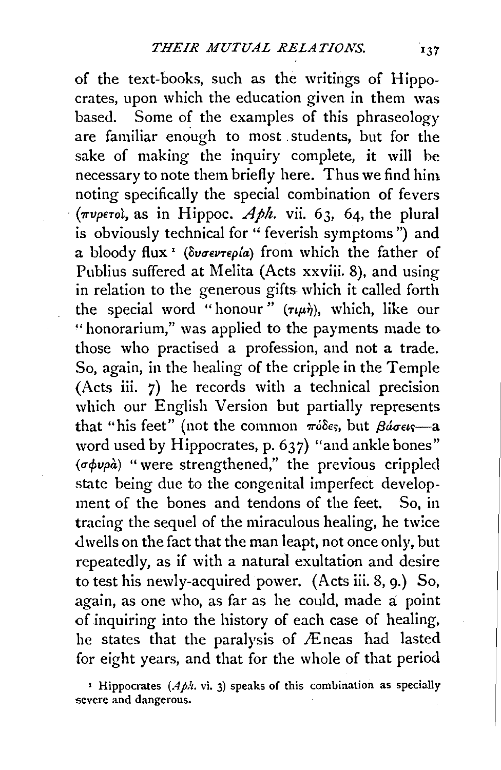of the text-books, such as the writings of Hippocrates, upon which the education given in them was based. Some of the examples of this phraseology are familiar enough to most students, but for the sake of making the inquiry complete, it will be necessary to note them briefly here. Thus we find him noting specifically the special combination of fevers (πυρετοὶ, as in Hippoc. *Aph.* vii. 63, 64, the plural is obviously technical for "feverish symptoms") and a bloody flux[1] (δυσεντερία) from which the father of Publius suffered at Melita (Acts xxviii. 8), and using in relation to the generous gifts which it called forth the special word "honour" (τιμὴ), which, like our "honorarium," was applied to the payments made to those who practised a profession, and not a trade. So, again, in the healing of the cripple in the Temple (Acts iii. 7) he records with a technical precision which our English Version but partially represents that "his feet" (not the common πόδες, but βάσεις—a word used by Hippocrates, p. 637) "and ankle bones" (σφυρὰ) "were strengthened," the previous crippled state being due to the congenital imperfect development of the bones and tendons of the feet. So, in tracing the sequel of the miraculous healing, he twice dwells on the fact that the man leapt, not once only, but repeatedly, as if with a natural exultation and desire to test his newly-acquired power. (Acts iii. 8, 9.) So, again, as one who, as far as he could, made a point of inquiring into the history of each case of healing, he states that the paralysis of Æneas had lasted for eight years, and that for the whole of that period

[1] Hippocrates (*Aph.* vi. 3) speaks of this combination as specially severe and dangerous.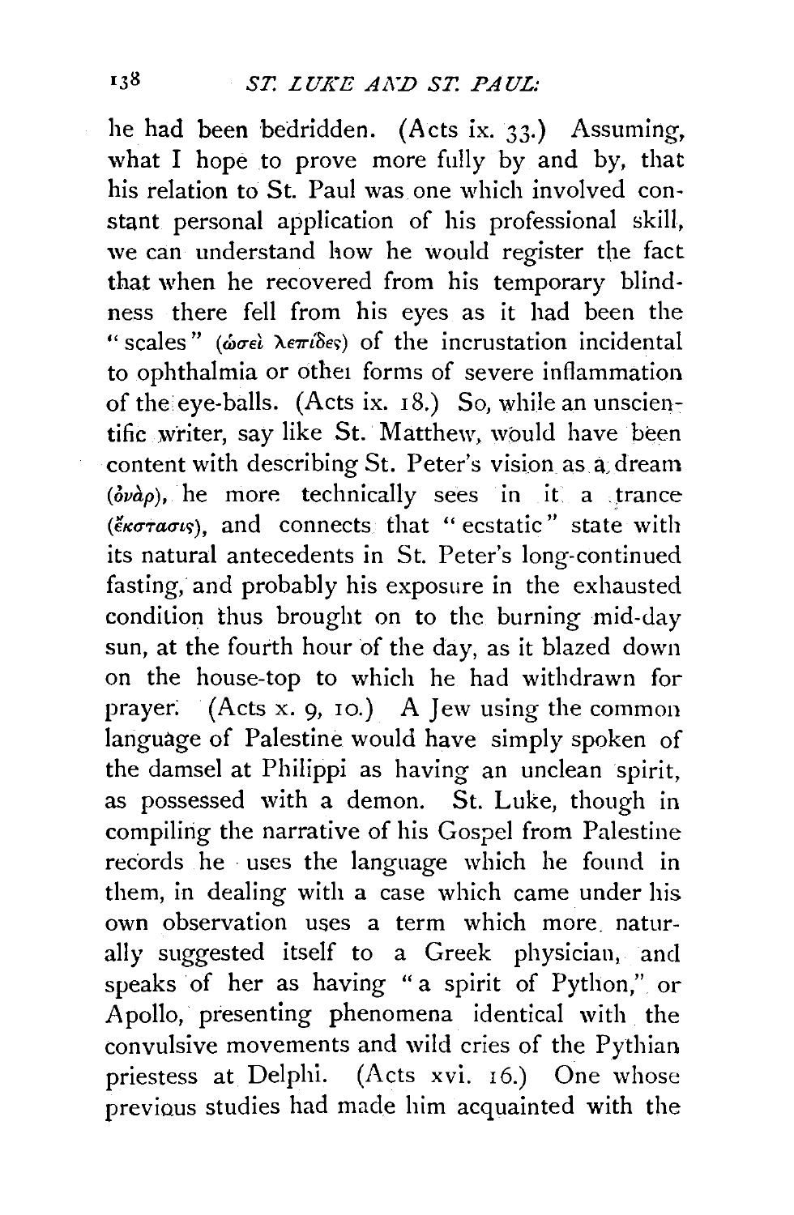he had been bedridden. (Acts ix. 33.) Assuming, what I hope to prove more fully by and by, that his relation to St. Paul was one which involved constant personal application of his professional skill, we can understand how he would register the fact that when he recovered from his temporary blindness there fell from his eyes as it had been the "scales" (ὡσεὶ λεπίδες) of the incrustation incidental to ophthalmia or other forms of severe inflammation of the eye-balls. (Acts ix. 18.) So, while an unscientific writer, say like St. Matthew, would have been content with describing St. Peter's vision as a dream (ὄναρ), he more technically sees in it a trance (ἔκστασις), and connects that "ecstatic" state with its natural antecedents in St. Peter's long-continued fasting, and probably his exposure in the exhausted condition thus brought on to the burning mid-day sun, at the fourth hour of the day, as it blazed down on the house-top to which he had withdrawn for prayer. (Acts x. 9, 10.) A Jew using the common language of Palestine would have simply spoken of the damsel at Philippi as having an unclean spirit, as possessed with a demon. St. Luke, though in compiling the narrative of his Gospel from Palestine records he uses the language which he found in them, in dealing with a case which came under his own observation uses a term which more naturally suggested itself to a Greek physician, and speaks of her as having "a spirit of Python," or Apollo, presenting phenomena identical with the convulsive movements and wild cries of the Pythian priestess at Delphi. (Acts xvi. 16.) One whose previous studies had made him acquainted with the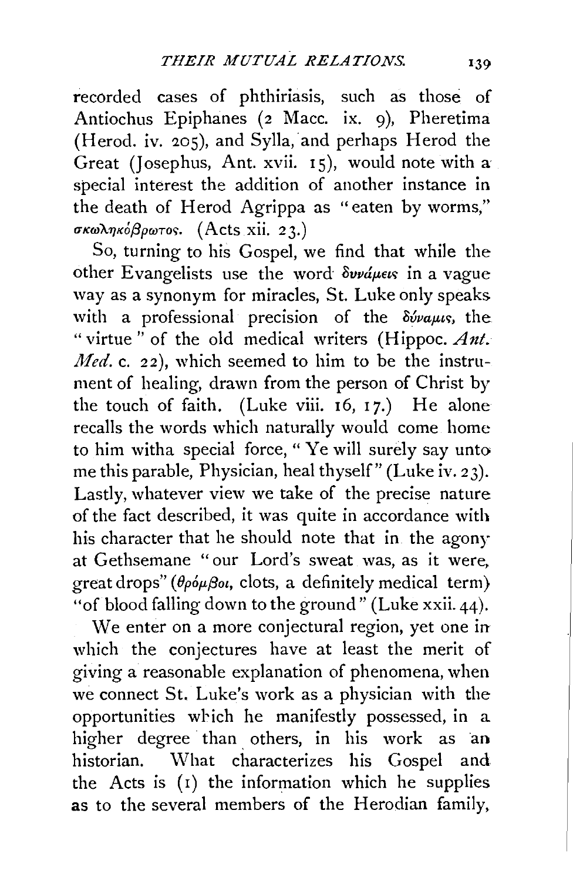recorded cases of phthiriasis, such as those of Antiochus Epiphanes (2 Macc. ix. 9), Pheretima (Herod. iv. 205), and Sylla, and perhaps Herod the Great (Josephus, Ant. xvii. 15), would note with a special interest the addition of another instance in the death of Herod Agrippa as "eaten by worms," σκωληκόβρωτος. (Acts xii. 23.)

So, turning to his Gospel, we find that while the other Evangelists use the word δυνάμεις in a vague way as a synonym for miracles, St. Luke only speaks with a professional precision of the δύναμις, the "virtue" of the old medical writers (Hippoc. *Ant. Med.* c. 22), which seemed to him to be the instrument of healing, drawn from the person of Christ by the touch of faith. (Luke viii. 16, 17.) He alone recalls the words which naturally would come home to him witha special force, "Ye will surely say unto me this parable, Physician, heal thyself" (Luke iv. 23). Lastly, whatever view we take of the precise nature of the fact described, it was quite in accordance with his character that he should note that in the agony at Gethsemane "our Lord's sweat was, as it were, great drops" (θρόμβοι, clots, a definitely medical term) "of blood falling down to the ground" (Luke xxii. 44).

We enter on a more conjectural region, yet one in which the conjectures have at least the merit of giving a reasonable explanation of phenomena, when we connect St. Luke's work as a physician with the opportunities which he manifestly possessed, in a higher degree than others, in his work as an historian. What characterizes his Gospel and the Acts is (1) the information which he supplies as to the several members of the Herodian family,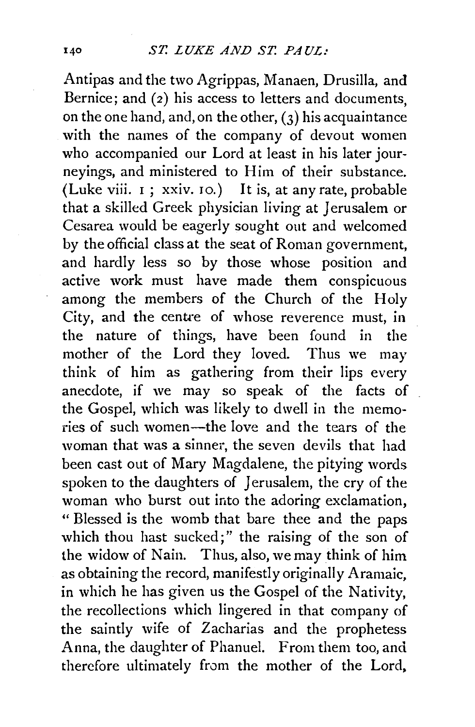Antipas and the two Agrippas, Manaen, Drusilla, and Bernice; and (2) his access to letters and documents, on the one hand, and, on the other, (3) his acquaintance with the names of the company of devout women who accompanied our Lord at least in his later journeyings, and ministered to Him of their substance. (Luke viii. 1; xxiv. 10.) It is, at any rate, probable that a skilled Greek physician living at Jerusalem or Cesarea would be eagerly sought out and welcomed by the official class at the seat of Roman government, and hardly less so by those whose position and active work must have made them conspicuous among the members of the Church of the Holy City, and the centre of whose reverence must, in the nature of things, have been found in the mother of the Lord they loved. Thus we may think of him as gathering from their lips every anecdote, if we may so speak of the facts of the Gospel, which was likely to dwell in the memories of such women—the love and the tears of the woman that was a sinner, the seven devils that had been cast out of Mary Magdalene, the pitying words spoken to the daughters of Jerusalem, the cry of the woman who burst out into the adoring exclamation, "Blessed is the womb that bare thee and the paps which thou hast sucked;" the raising of the son of the widow of Nain. Thus, also, we may think of him as obtaining the record, manifestly originally Aramaic, in which he has given us the Gospel of the Nativity, the recollections which lingered in that company of the saintly wife of Zacharias and the prophetess Anna, the daughter of Phanuel. From them too, and therefore ultimately from the mother of the Lord,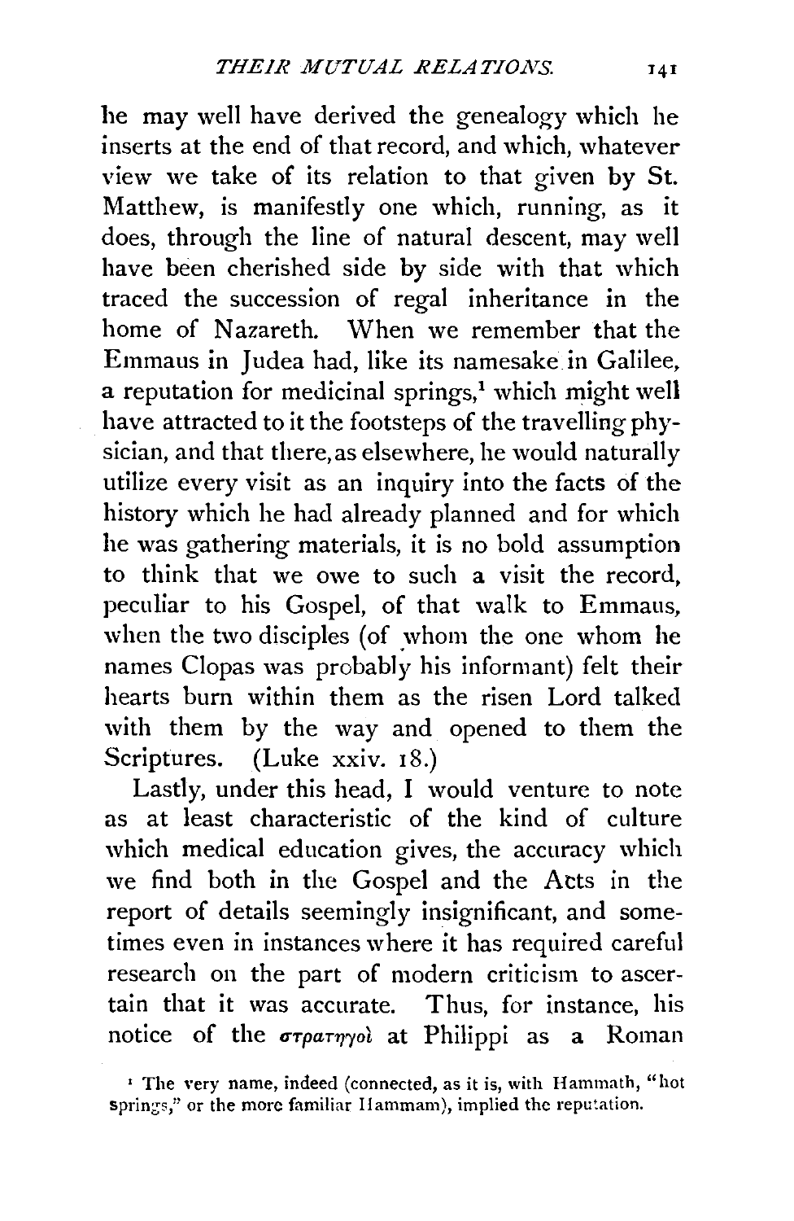he may well have derived the genealogy which he inserts at the end of that record, and which, whatever view we take of its relation to that given by St. Matthew, is manifestly one which, running, as it does, through the line of natural descent, may well have been cherished side by side with that which traced the succession of regal inheritance in the home of Nazareth. When we remember that the Emmaus in Judea had, like its namesake in Galilee, a reputation for medicinal springs,[1] which might well have attracted to it the footsteps of the travelling physician, and that there, as elsewhere, he would naturally utilize every visit as an inquiry into the facts of the history which he had already planned and for which he was gathering materials, it is no bold assumption to think that we owe to such a visit the record, peculiar to his Gospel, of that walk to Emmaus, when the two disciples (of whom the one whom he names Clopas was probably his informant) felt their hearts burn within them as the risen Lord talked with them by the way and opened to them the Scriptures. (Luke xxiv. 18.)

Lastly, under this head, I would venture to note as at least characteristic of the kind of culture which medical education gives, the accuracy which we find both in the Gospel and the Acts in the report of details seemingly insignificant, and sometimes even in instances where it has required careful research on the part of modern criticism to ascertain that it was accurate. Thus, for instance, his notice of the στρατηγοὶ at Philippi as a Roman

[1] The very name, indeed (connected, as it is, with Hammath, "hot springs," or the more familiar Hammam), implied the reputation.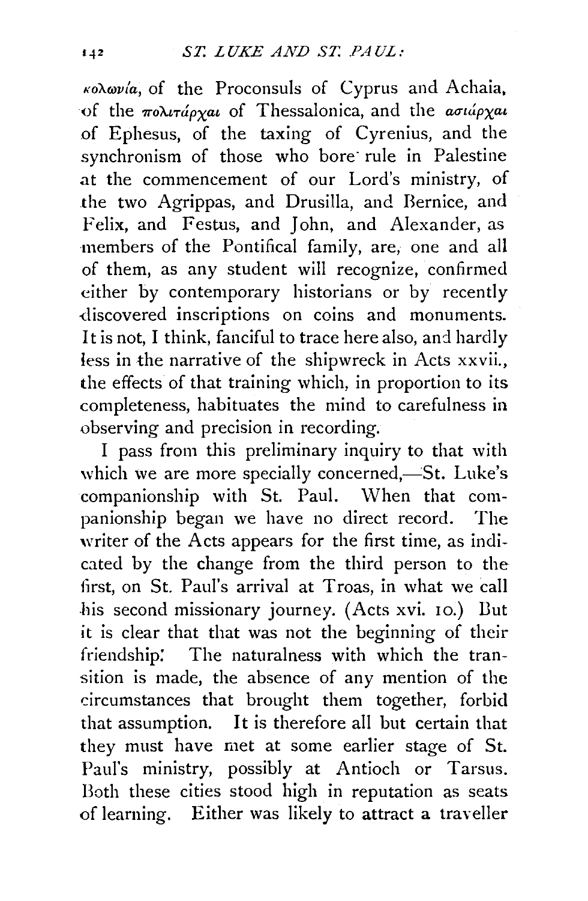*κολωνία*, of the Proconsuls of Cyprus and Achaia, of the *πολιτάρχαι* of Thessalonica, and the *ασιάρχαι* of Ephesus, of the taxing of Cyrenius, and the synchronism of those who bore rule in Palestine at the commencement of our Lord's ministry, of the two Agrippas, and Drusilla, and Bernice, and Felix, and Festus, and John, and Alexander, as members of the Pontifical family, are, one and all of them, as any student will recognize, confirmed either by contemporary historians or by recently discovered inscriptions on coins and monuments. It is not, I think, fanciful to trace here also, and hardly less in the narrative of the shipwreck in Acts xxvii., the effects of that training which, in proportion to its completeness, habituates the mind to carefulness in observing and precision in recording.

I pass from this preliminary inquiry to that with which we are more specially concerned,—St. Luke's companionship with St. Paul. When that companionship began we have no direct record. The writer of the Acts appears for the first time, as indicated by the change from the third person to the first, on St. Paul's arrival at Troas, in what we call his second missionary journey. (Acts xvi. 10.) But it is clear that that was not the beginning of their friendship: The naturalness with which the transition is made, the absence of any mention of the circumstances that brought them together, forbid that assumption. It is therefore all but certain that they must have met at some earlier stage of St. Paul's ministry, possibly at Antioch or Tarsus. Both these cities stood high in reputation as seats of learning. Either was likely to attract a traveller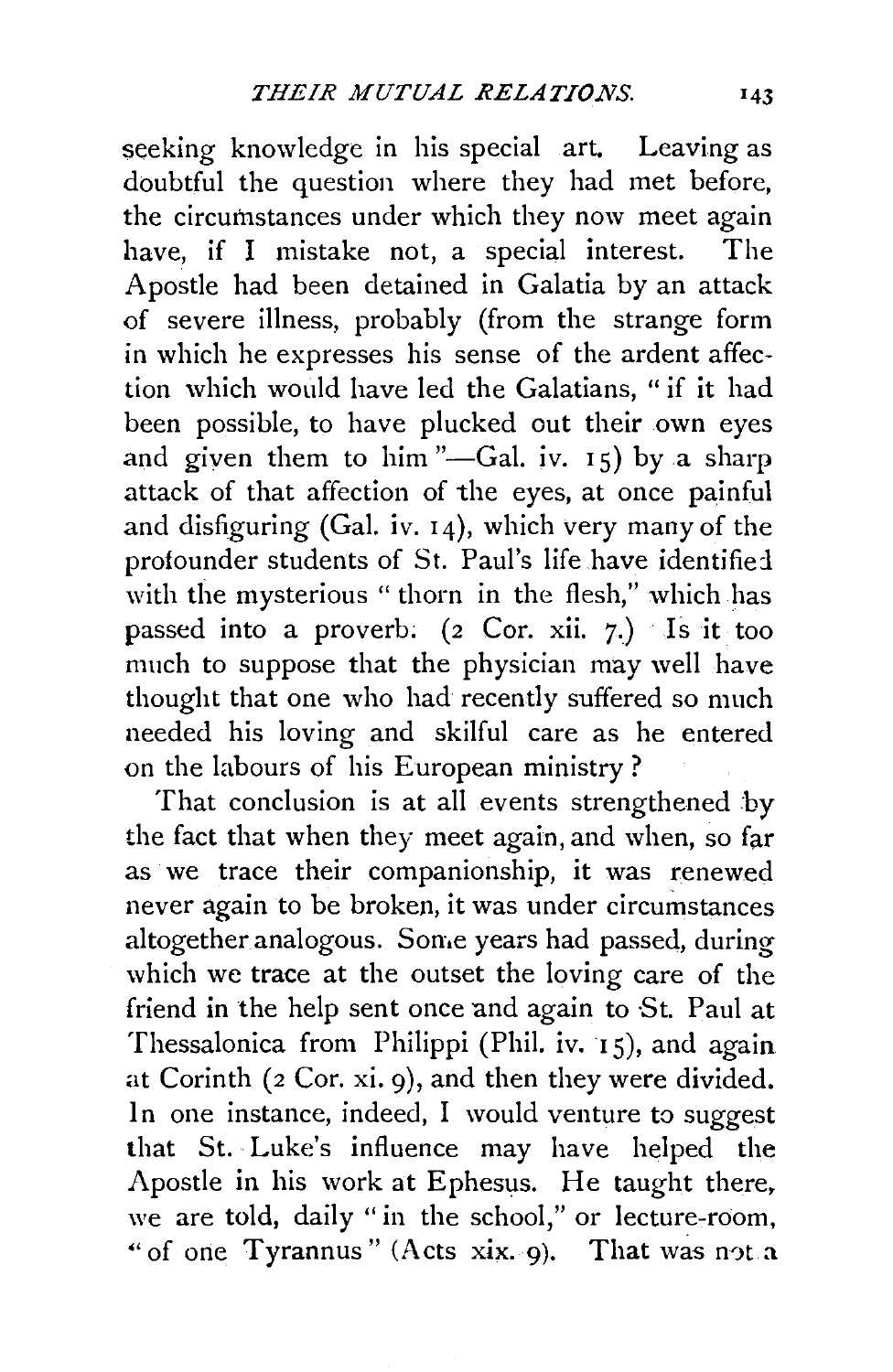seeking knowledge in his special art. Leaving as doubtful the question where they had met before, the circumstances under which they now meet again have, if I mistake not, a special interest. The Apostle had been detained in Galatia by an attack of severe illness, probably (from the strange form in which he expresses his sense of the ardent affection which would have led the Galatians, "if it had been possible, to have plucked out their own eyes and given them to him"—Gal. iv. 15) by a sharp attack of that affection of the eyes, at once painful and disfiguring (Gal. iv. 14), which very many of the profounder students of St. Paul's life have identified with the mysterious "thorn in the flesh," which has passed into a proverb. (2 Cor. xii. 7.) Is it too much to suppose that the physician may well have thought that one who had recently suffered so much needed his loving and skilful care as he entered on the labours of his European ministry?

That conclusion is at all events strengthened by the fact that when they meet again, and when, so far as we trace their companionship, it was renewed never again to be broken, it was under circumstances altogether analogous. Some years had passed, during which we trace at the outset the loving care of the friend in the help sent once and again to St. Paul at Thessalonica from Philippi (Phil. iv. 15), and again at Corinth (2 Cor. xi. 9), and then they were divided. In one instance, indeed, I would venture to suggest that St. Luke's influence may have helped the Apostle in his work at Ephesus. He taught there, we are told, daily "in the school," or lecture-room, "of one Tyrannus" (Acts xix. 9). That was not a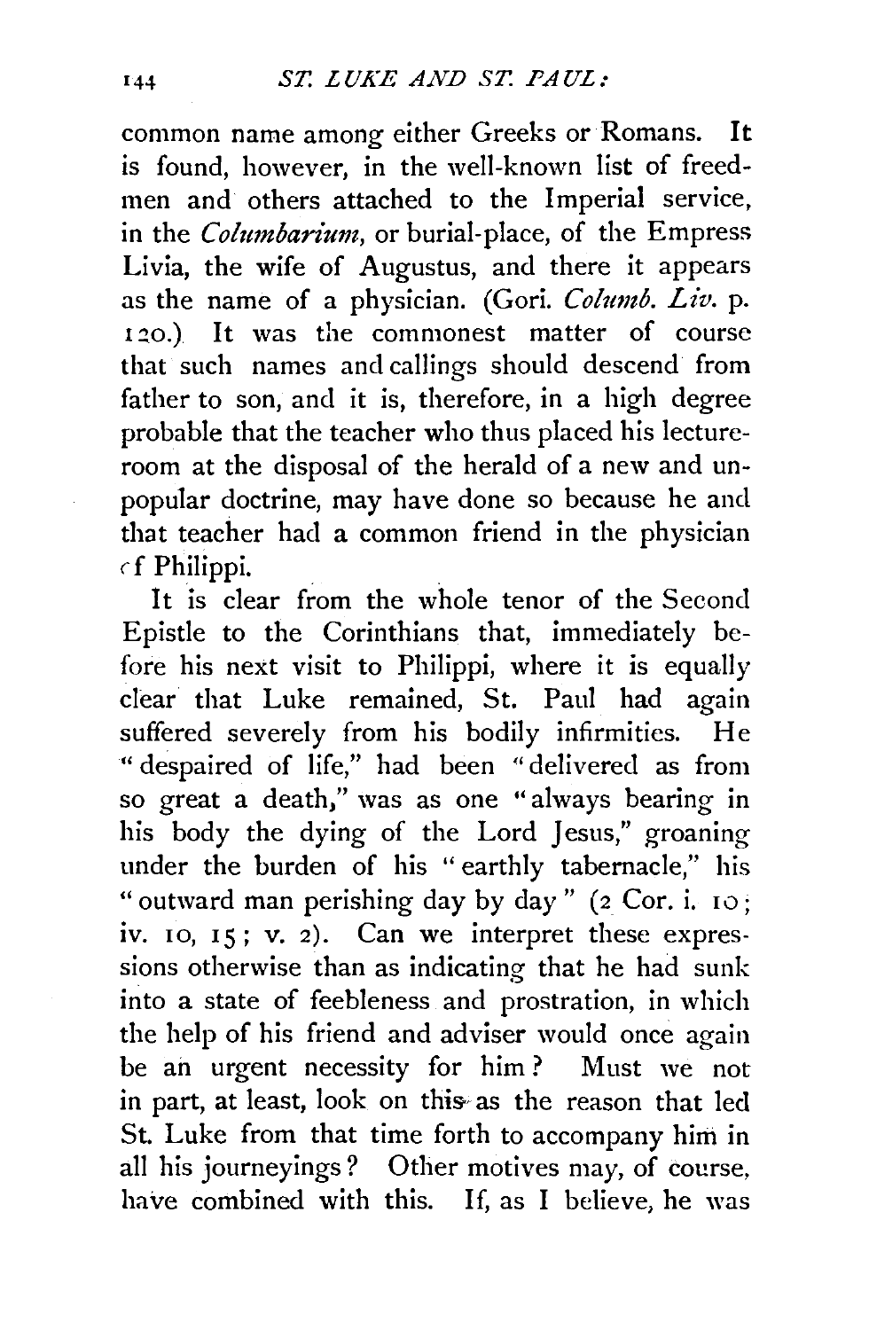common name among either Greeks or Romans. It is found, however, in the well-known list of freedmen and others attached to the Imperial service, in the *Columbarium*, or burial-place, of the Empress Livia, the wife of Augustus, and there it appears as the name of a physician. (Gori. *Columb. Liv.* p. 120.) It was the commonest matter of course that such names and callings should descend from father to son, and it is, therefore, in a high degree probable that the teacher who thus placed his lecture-room at the disposal of the herald of a new and unpopular doctrine, may have done so because he and that teacher had a common friend in the physician of Philippi.

It is clear from the whole tenor of the Second Epistle to the Corinthians that, immediately before his next visit to Philippi, where it is equally clear that Luke remained, St. Paul had again suffered severely from his bodily infirmities. He "despaired of life," had been "delivered as from so great a death," was as one "always bearing in his body the dying of the Lord Jesus," groaning under the burden of his "earthly tabernacle," his "outward man perishing day by day" (2 Cor. i. 10; iv. 10, 15; v. 2). Can we interpret these expressions otherwise than as indicating that he had sunk into a state of feebleness and prostration, in which the help of his friend and adviser would once again be an urgent necessity for him? Must we not in part, at least, look on this as the reason that led St. Luke from that time forth to accompany him in all his journeyings? Other motives may, of course, have combined with this. If, as I believe, he was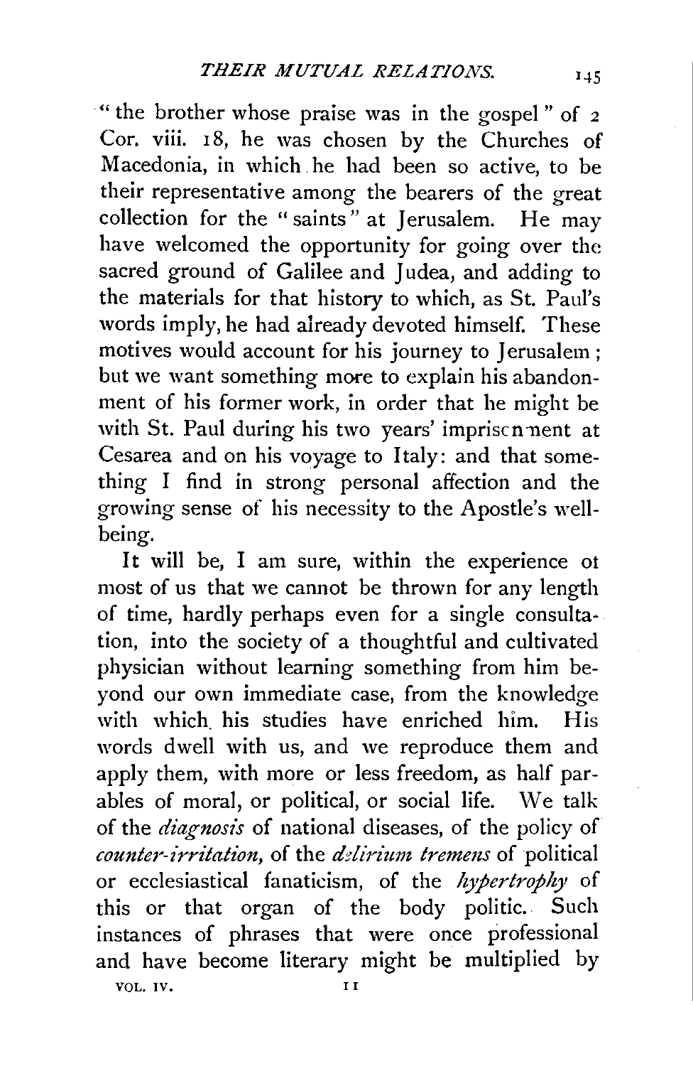"the brother whose praise was in the gospel" of 2 Cor. viii. 18, he was chosen by the Churches of Macedonia, in which he had been so active, to be their representative among the bearers of the great collection for the "saints" at Jerusalem. He may have welcomed the opportunity for going over the sacred ground of Galilee and Judea, and adding to the materials for that history to which, as St. Paul's words imply, he had already devoted himself. These motives would account for his journey to Jerusalem; but we want something more to explain his abandonment of his former work, in order that he might be with St. Paul during his two years' imprisonment at Cesarea and on his voyage to Italy: and that something I find in strong personal affection and the growing sense of his necessity to the Apostle's well-being.

It will be, I am sure, within the experience of most of us that we cannot be thrown for any length of time, hardly perhaps even for a single consultation, into the society of a thoughtful and cultivated physician without learning something from him beyond our own immediate case, from the knowledge with which his studies have enriched him. His words dwell with us, and we reproduce them and apply them, with more or less freedom, as half parables of moral, or political, or social life. We talk of the *diagnosis* of national diseases, of the policy of *counter-irritation*, of the *delirium tremens* of political or ecclesiastical fanaticism, of the *hypertrophy* of this or that organ of the body politic. Such instances of phrases that were once professional and have become literary might be multiplied by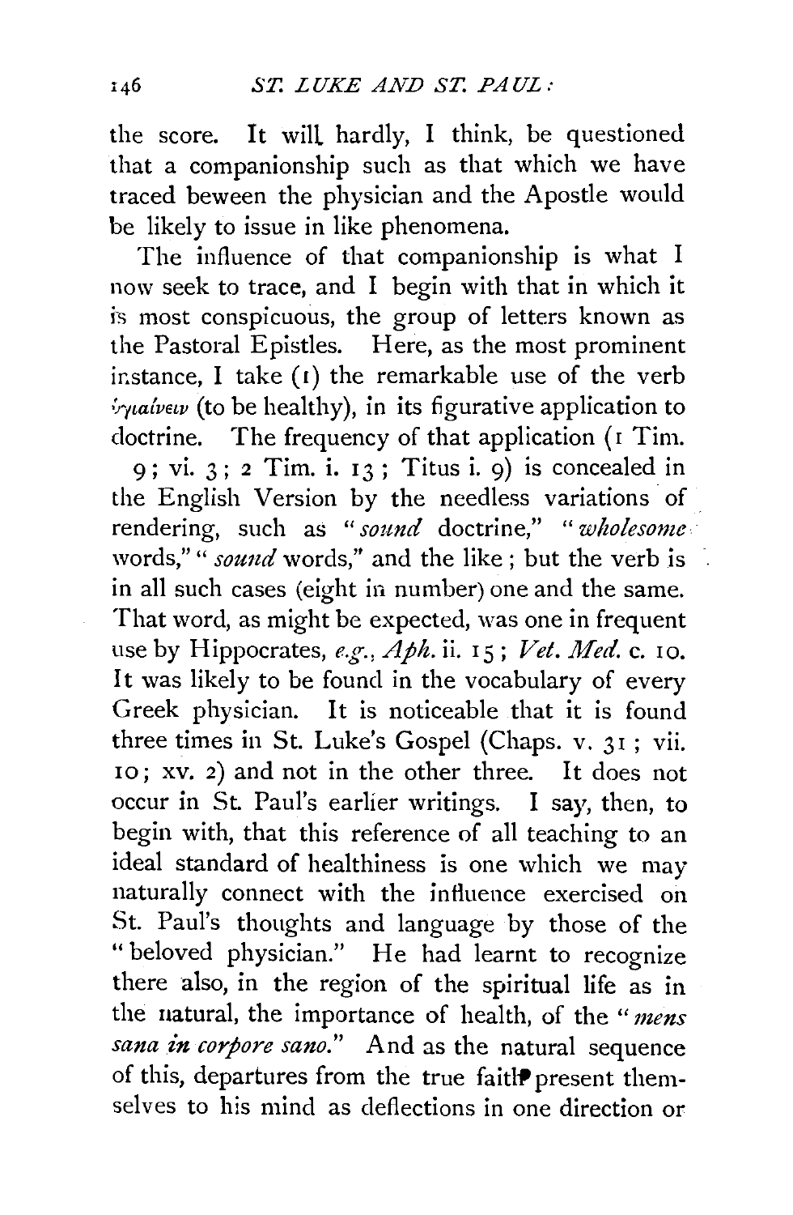the score. It will hardly, I think, be questioned that a companionship such as that which we have traced beween the physician and the Apostle would be likely to issue in like phenomena.

The influence of that companionship is what I now seek to trace, and I begin with that in which it is most conspicuous, the group of letters known as the Pastoral Epistles. Here, as the most prominent instance, I take (1) the remarkable use of the verb ὑγιαίνειν (to be healthy), in its figurative application to doctrine. The frequency of that application (1 Tim. 9; vi. 3; 2 Tim. i. 13; Titus i. 9) is concealed in the English Version by the needless variations of rendering, such as "*sound* doctrine," "*wholesome* words," "*sound* words," and the like; but the verb is in all such cases (eight in number) one and the same. That word, as might be expected, was one in frequent use by Hippocrates, *e.g.*, *Aph.* ii. 15; *Vet. Med.* c. 10. It was likely to be found in the vocabulary of every Greek physician. It is noticeable that it is found three times in St. Luke's Gospel (Chaps. v. 31; vii. 10; xv. 2) and not in the other three. It does not occur in St. Paul's earlier writings. I say, then, to begin with, that this reference of all teaching to an ideal standard of healthiness is one which we may naturally connect with the influence exercised on St. Paul's thoughts and language by those of the "beloved physician." He had learnt to recognize there also, in the region of the spiritual life as in the natural, the importance of health, of the "*mens sana in corpore sano.*" And as the natural sequence of this, departures from the true faith present themselves to his mind as deflections in one direction or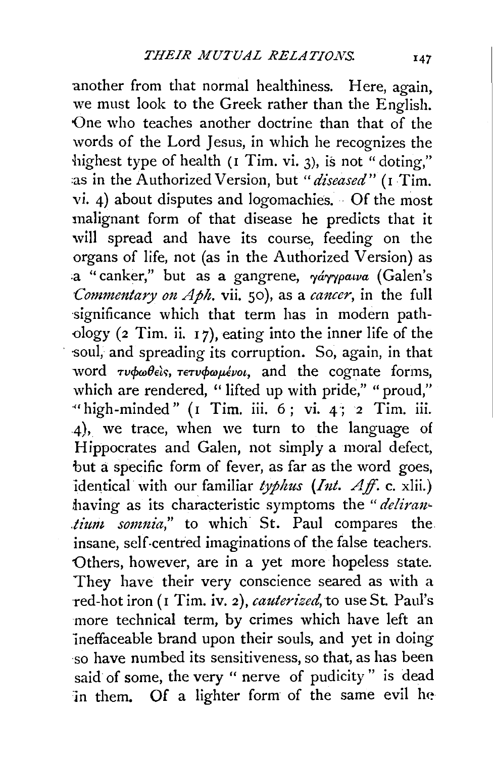another from that normal healthiness. Here, again, we must look to the Greek rather than the English. One who teaches another doctrine than that of the words of the Lord Jesus, in which he recognizes the highest type of health (1 Tim. vi. 3), is not "doting," as in the Authorized Version, but "*diseased*" (1 Tim. vi. 4) about disputes and logomachies. Of the most malignant form of that disease he predicts that it will spread and have its course, feeding on the organs of life, not (as in the Authorized Version) as a "canker," but as a gangrene, γάγγραινα (Galen's *Commentary on Aph.* vii. 50), as a *cancer*, in the full significance which that term has in modern pathology (2 Tim. ii. 17), eating into the inner life of the soul, and spreading its corruption. So, again, in that word τυφωθεὶς, τετυφωμένοι, and the cognate forms, which are rendered, "lifted up with pride," "proud," "high-minded" (1 Tim. iii. 6; vi. 4; 2 Tim. iii. 4), we trace, when we turn to the language of Hippocrates and Galen, not simply a moral defect, but a specific form of fever, as far as the word goes, identical with our familiar *typhus* (*Int. Aff.* c. xlii.) having as its characteristic symptoms the "*delirantium somnia*," to which St. Paul compares the insane, self-centred imaginations of the false teachers. Others, however, are in a yet more hopeless state. They have their very conscience seared as with a red-hot iron (1 Tim. iv. 2), *cauterized*, to use St. Paul's more technical term, by crimes which have left an ineffaceable brand upon their souls, and yet in doing so have numbed its sensitiveness, so that, as has been said of some, the very "nerve of pudicity" is dead in them. Of a lighter form of the same evil he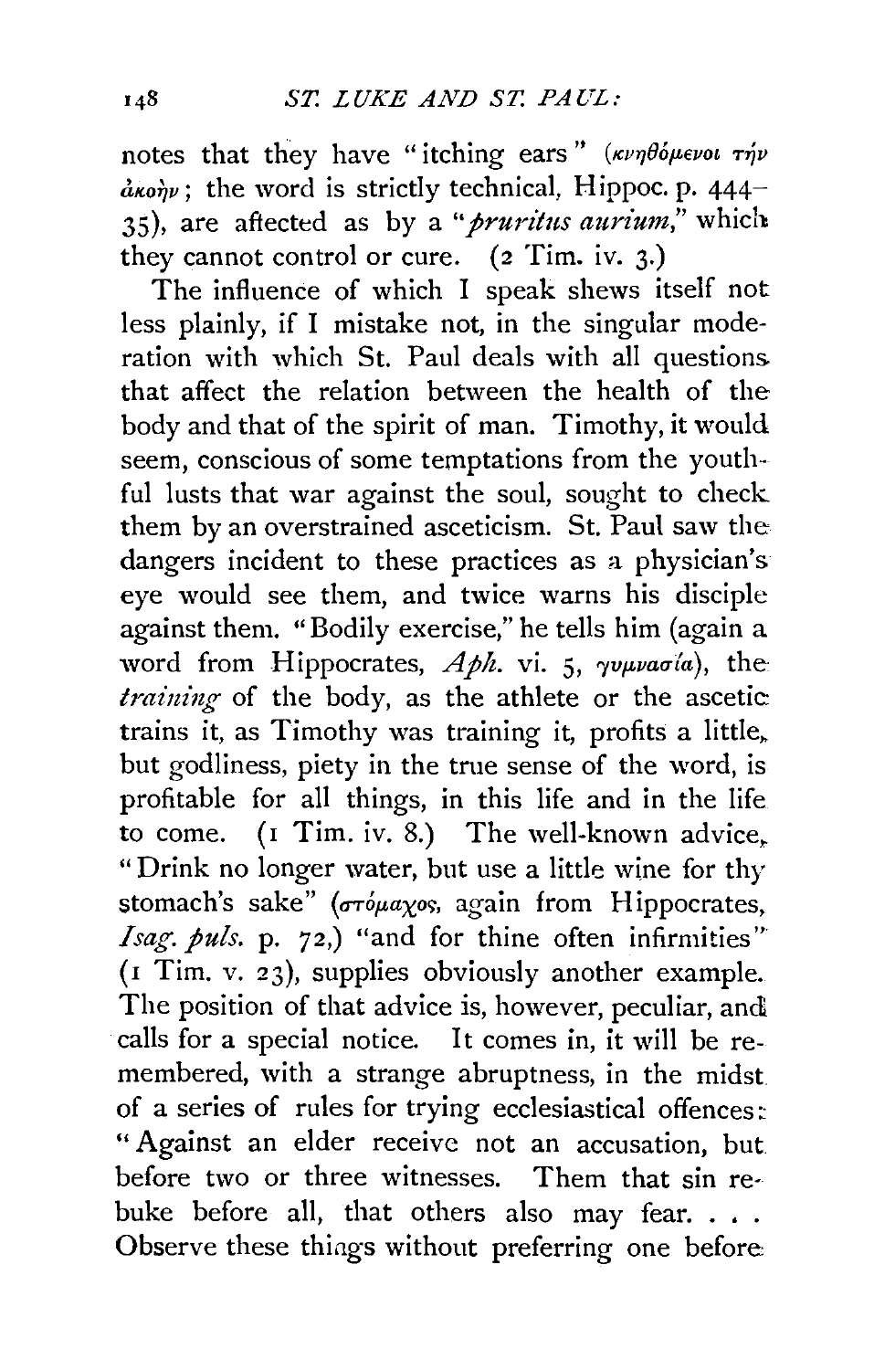notes that they have "itching ears" (κνηθόμενοι τὴν ἀκοήν; the word is strictly technical, Hippoc. p. 444–35), are affected as by a "*pruritus aurium*," which they cannot control or cure. (2 Tim. iv. 3.)

The influence of which I speak shews itself not less plainly, if I mistake not, in the singular moderation with which St. Paul deals with all questions that affect the relation between the health of the body and that of the spirit of man. Timothy, it would seem, conscious of some temptations from the youthful lusts that war against the soul, sought to check them by an overstrained asceticism. St. Paul saw the dangers incident to these practices as a physician's eye would see them, and twice warns his disciple against them. "Bodily exercise," he tells him (again a word from Hippocrates, *Aph.* vi. 5, γυμνασία), the *training* of the body, as the athlete or the ascetic trains it, as Timothy was training it, profits a little, but godliness, piety in the true sense of the word, is profitable for all things, in this life and in the life to come. (1 Tim. iv. 8.) The well-known advice, "Drink no longer water, but use a little wine for thy stomach's sake" (στόμαχος, again from Hippocrates, *Isag. puls.* p. 72,) "and for thine often infirmities" (1 Tim. v. 23), supplies obviously another example. The position of that advice is, however, peculiar, and calls for a special notice. It comes in, it will be remembered, with a strange abruptness, in the midst of a series of rules for trying ecclesiastical offences: "Against an elder receive not an accusation, but before two or three witnesses. Them that sin rebuke before all, that others also may fear. . . . Observe these things without preferring one before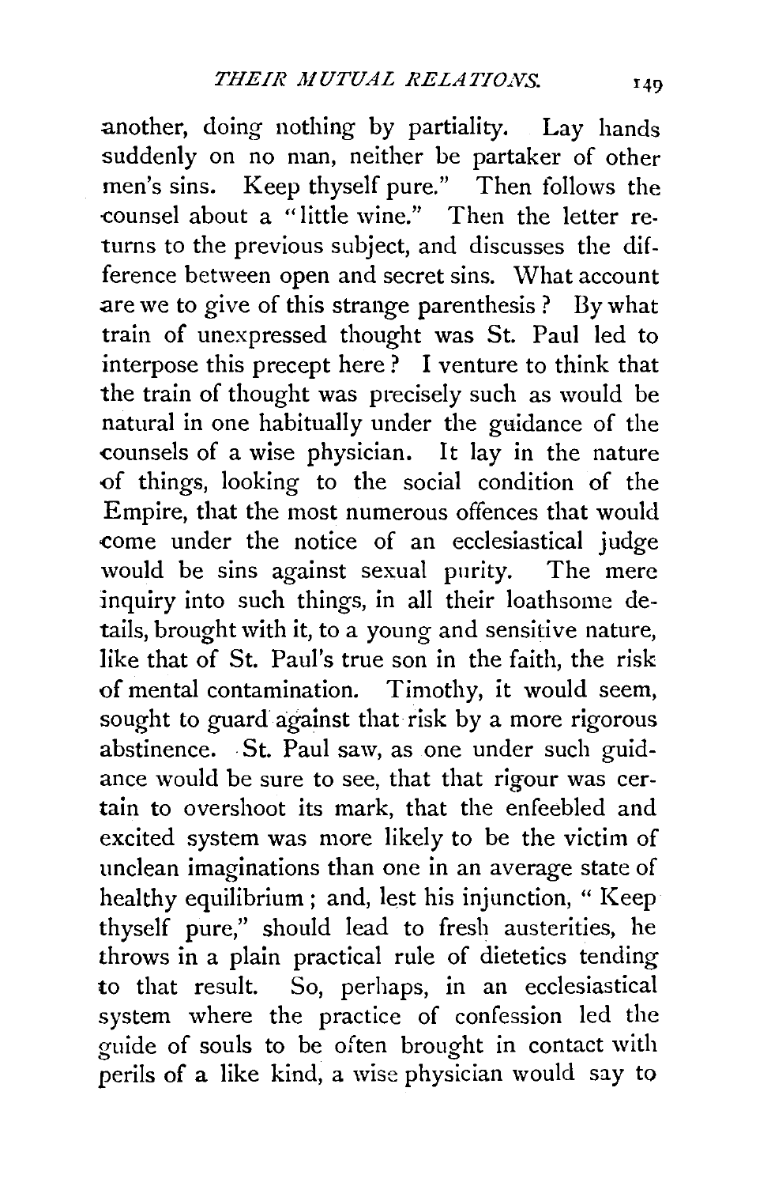another, doing nothing by partiality. Lay hands suddenly on no man, neither be partaker of other men's sins. Keep thyself pure." Then follows the counsel about a "little wine." Then the letter returns to the previous subject, and discusses the difference between open and secret sins. What account are we to give of this strange parenthesis? By what train of unexpressed thought was St. Paul led to interpose this precept here? I venture to think that the train of thought was precisely such as would be natural in one habitually under the guidance of the counsels of a wise physician. It lay in the nature of things, looking to the social condition of the Empire, that the most numerous offences that would come under the notice of an ecclesiastical judge would be sins against sexual purity. The mere inquiry into such things, in all their loathsome details, brought with it, to a young and sensitive nature, like that of St. Paul's true son in the faith, the risk of mental contamination. Timothy, it would seem, sought to guard against that risk by a more rigorous abstinence. St. Paul saw, as one under such guidance would be sure to see, that that rigour was certain to overshoot its mark, that the enfeebled and excited system was more likely to be the victim of unclean imaginations than one in an average state of healthy equilibrium; and, lest his injunction, "Keep thyself pure," should lead to fresh austerities, he throws in a plain practical rule of dietetics tending to that result. So, perhaps, in an ecclesiastical system where the practice of confession led the guide of souls to be often brought in contact with perils of a like kind, a wise physician would say to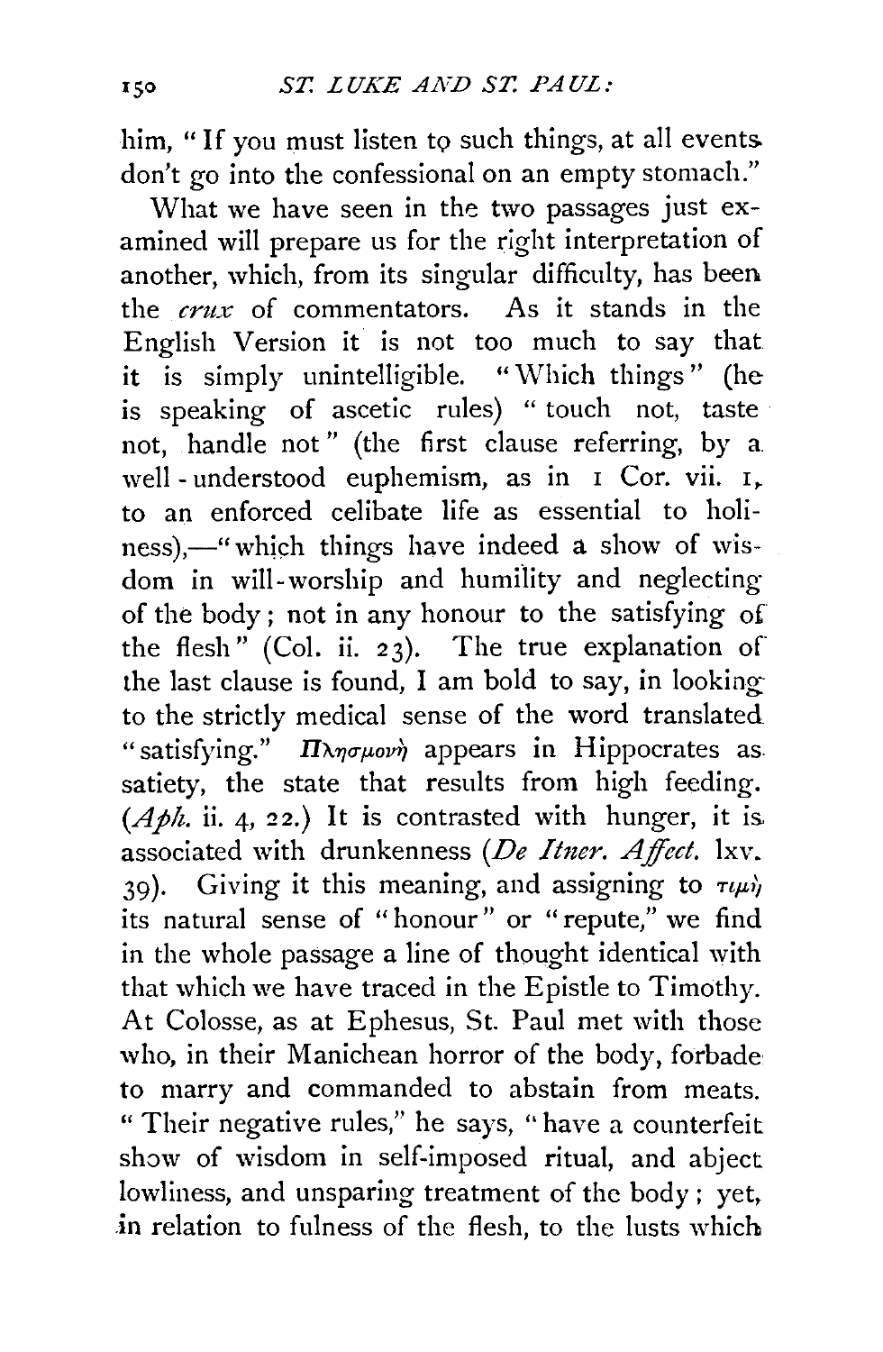him, "If you must listen to such things, at all events don't go into the confessional on an empty stomach."

What we have seen in the two passages just examined will prepare us for the right interpretation of another, which, from its singular difficulty, has been the *crux* of commentators. As it stands in the English Version it is not too much to say that it is simply unintelligible. "Which things" (he is speaking of ascetic rules) "touch not, taste not, handle not" (the first clause referring, by a well-understood euphemism, as in 1 Cor. vii. 1, to an enforced celibate life as essential to holiness),—"which things have indeed a show of wisdom in will-worship and humility and neglecting of the body; not in any honour to the satisfying of the flesh" (Col. ii. 23). The true explanation of the last clause is found, I am bold to say, in looking to the strictly medical sense of the word translated "satisfying." *Πλησμονὴ* appears in Hippocrates as satiety, the state that results from high feeding. (*Aph.* ii. 4, 22.) It is contrasted with hunger, it is associated with drunkenness (*De Itner. Affect.* lxv. 39). Giving it this meaning, and assigning to *τιμὴ* its natural sense of "honour" or "repute," we find in the whole passage a line of thought identical with that which we have traced in the Epistle to Timothy. At Colosse, as at Ephesus, St. Paul met with those who, in their Manichean horror of the body, forbade to marry and commanded to abstain from meats. "Their negative rules," he says, "have a counterfeit show of wisdom in self-imposed ritual, and abject lowliness, and unsparing treatment of the body; yet, in relation to fulness of the flesh, to the lusts which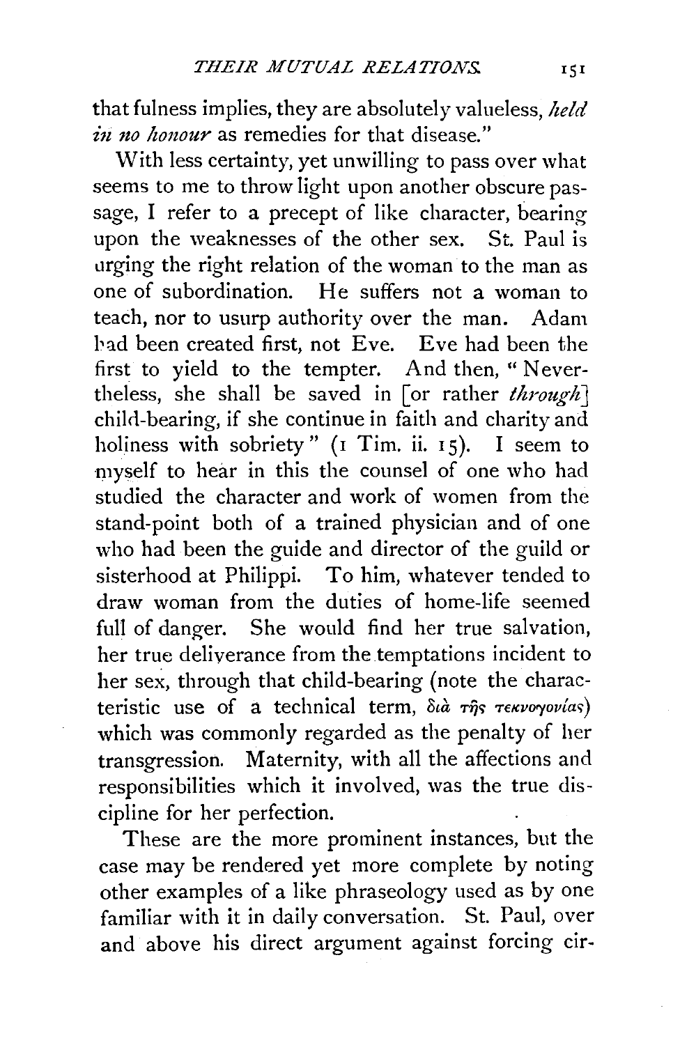that fulness implies, they are absolutely valueless, *held in no honour* as remedies for that disease."

With less certainty, yet unwilling to pass over what seems to me to throw light upon another obscure passage, I refer to a precept of like character, bearing upon the weaknesses of the other sex. St. Paul is urging the right relation of the woman to the man as one of subordination. He suffers not a woman to teach, nor to usurp authority over the man. Adam had been created first, not Eve. Eve had been the first to yield to the tempter. And then, "Nevertheless, she shall be saved in [or rather *through*] child-bearing, if she continue in faith and charity and holiness with sobriety" (1 Tim. ii. 15). I seem to myself to hear in this the counsel of one who had studied the character and work of women from the stand-point both of a trained physician and of one who had been the guide and director of the guild or sisterhood at Philippi. To him, whatever tended to draw woman from the duties of home-life seemed full of danger. She would find her true salvation, her true deliverance from the temptations incident to her sex, through that child-bearing (note the characteristic use of a technical term, διὰ τῆς τεκνογονίας) which was commonly regarded as the penalty of her transgression. Maternity, with all the affections and responsibilities which it involved, was the true discipline for her perfection.

These are the more prominent instances, but the case may be rendered yet more complete by noting other examples of a like phraseology used as by one familiar with it in daily conversation. St. Paul, over and above his direct argument against forcing cir-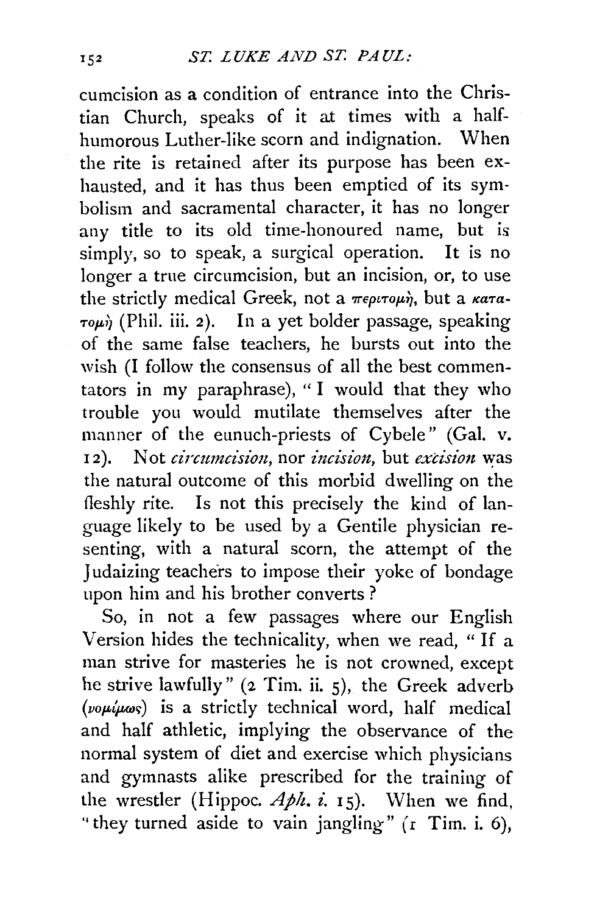cumcision as a condition of entrance into the Christian Church, speaks of it at times with a half-humorous Luther-like scorn and indignation. When the rite is retained after its purpose has been exhausted, and it has thus been emptied of its symbolism and sacramental character, it has no longer any title to its old time-honoured name, but is simply, so to speak, a surgical operation. It is no longer a true circumcision, but an incision, or, to use the strictly medical Greek, not a περιτομή, but a κατατομή (Phil. iii. 2). In a yet bolder passage, speaking of the same false teachers, he bursts out into the wish (I follow the consensus of all the best commentators in my paraphrase), "I would that they who trouble you would mutilate themselves after the manner of the eunuch-priests of Cybele" (Gal. v. 12). Not *circumcision*, nor *incision*, but *excision* was the natural outcome of this morbid dwelling on the fleshly rite. Is not this precisely the kind of language likely to be used by a Gentile physician resenting, with a natural scorn, the attempt of the Judaizing teachers to impose their yoke of bondage upon him and his brother converts?

So, in not a few passages where our English Version hides the technicality, when we read, "If a man strive for masteries he is not crowned, except he strive lawfully" (2 Tim. ii. 5), the Greek adverb (νομίμως) is a strictly technical word, half medical and half athletic, implying the observance of the normal system of diet and exercise which physicians and gymnasts alike prescribed for the training of the wrestler (Hippoc. *Aph. i.* 15). When we find, "they turned aside to vain jangling" (1 Tim. i. 6),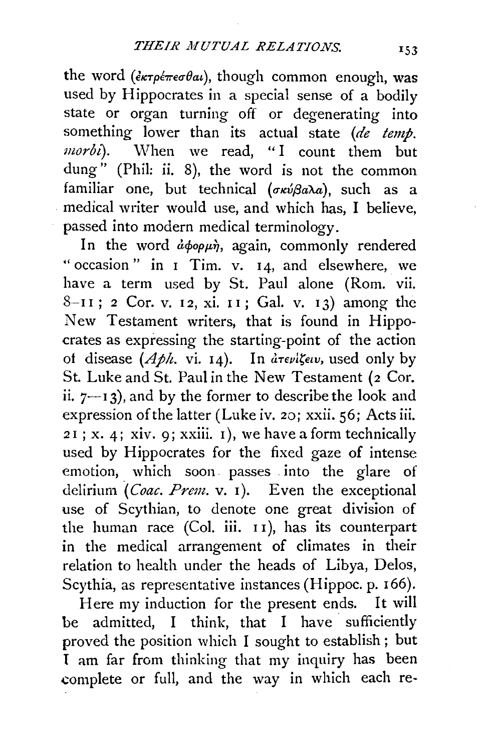the word (ἐκτρέπεσθαι), though common enough, was used by Hippocrates in a special sense of a bodily state or organ turning off or degenerating into something lower than its actual state (*de temp. morbi*). When we read, "I count them but dung" (Phil: ii. 8), the word is not the common familiar one, but technical (σκύβαλα), such as a medical writer would use, and which has, I believe, passed into modern medical terminology.

In the word ἀφορμὴ, again, commonly rendered "occasion" in 1 Tim. v. 14, and elsewhere, we have a term used by St. Paul alone (Rom. vii. 8–11; 2 Cor. v. 12, xi. 11; Gal. v. 13) among the New Testament writers, that is found in Hippocrates as expressing the starting-point of the action of disease (*Aph.* vi. 14). In ἀτενίζειν, used only by St. Luke and St. Paul in the New Testament (2 Cor. ii. 7—13), and by the former to describe the look and expression of the latter (Luke iv. 20; xxii. 56; Acts iii. 21; x. 4; xiv. 9; xxiii. 1), we have a form technically used by Hippocrates for the fixed gaze of intense emotion, which soon passes into the glare of delirium (*Coac. Prem.* v. 1). Even the exceptional use of Scythian, to denote one great division of the human race (Col. iii. 11), has its counterpart in the medical arrangement of climates in their relation to health under the heads of Libya, Delos, Scythia, as representative instances (Hippoc. p. 166).

Here my induction for the present ends. It will be admitted, I think, that I have sufficiently proved the position which I sought to establish; but I am far from thinking that my inquiry has been complete or full, and the way in which each re-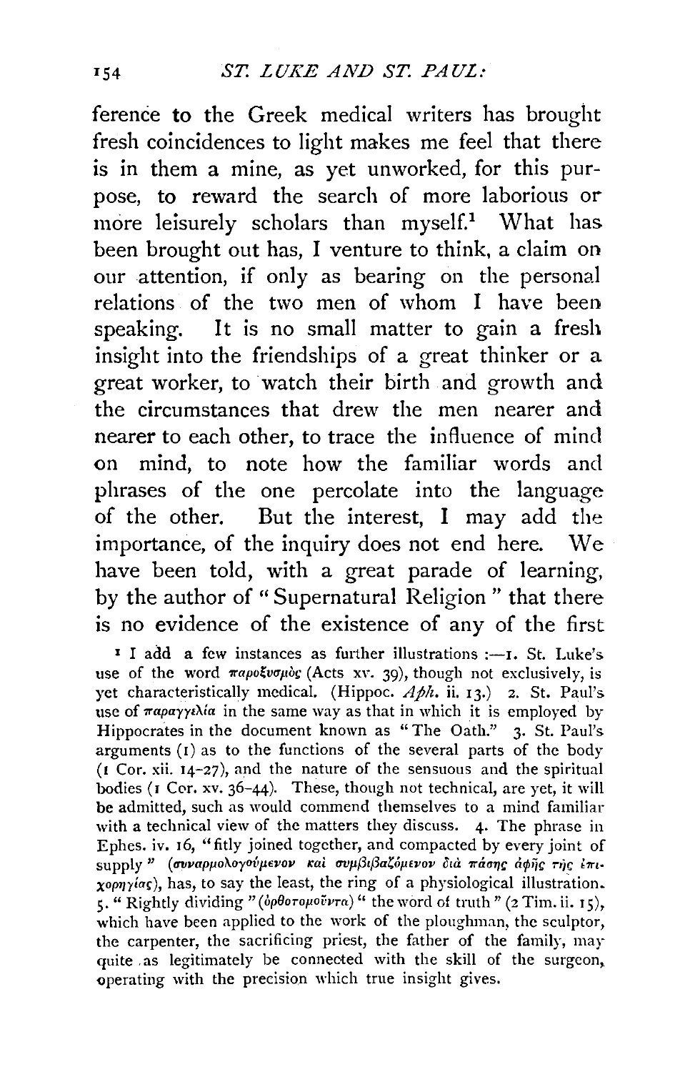ference to the Greek medical writers has brought fresh coincidences to light makes me feel that there is in them a mine, as yet unworked, for this purpose, to reward the search of more laborious or more leisurely scholars than myself.[1] What has been brought out has, I venture to think, a claim on our attention, if only as bearing on the personal relations of the two men of whom I have been speaking. It is no small matter to gain a fresh insight into the friendships of a great thinker or a great worker, to watch their birth and growth and the circumstances that drew the men nearer and nearer to each other, to trace the influence of mind on mind, to note how the familiar words and phrases of the one percolate into the language of the other. But the interest, I may add the importance, of the inquiry does not end here. We have been told, with a great parade of learning, by the author of "Supernatural Religion" that there is no evidence of the existence of any of the first

[1] I add a few instances as further illustrations :—1. St. Luke's use of the word παροξυσμὸς (Acts xv. 39), though not exclusively, is yet characteristically medical. (Hippoc. *Aph.* ii. 13.) 2. St. Paul's use of παραγγελία in the same way as that in which it is employed by Hippocrates in the document known as "The Oath." 3. St. Paul's arguments (1) as to the functions of the several parts of the body (1 Cor. xii. 14–27), and the nature of the sensuous and the spiritual bodies (1 Cor. xv. 36–44). These, though not technical, are yet, it will be admitted, such as would commend themselves to a mind familiar with a technical view of the matters they discuss. 4. The phrase in Ephes. iv. 16, "fitly joined together, and compacted by every joint of supply" (συναρμολογούμενον καὶ συμβιβαζόμενον διὰ πάσης ἁφῆς τῆς ἐπιχορηγίας), has, to say the least, the ring of a physiological illustration. 5. "Rightly dividing" (ὀρθοτομοῦντα) "the word of truth" (2 Tim. ii. 15), which have been applied to the work of the ploughman, the sculptor, the carpenter, the sacrificing priest, the father of the family, may quite as legitimately be connected with the skill of the surgeon, operating with the precision which true insight gives.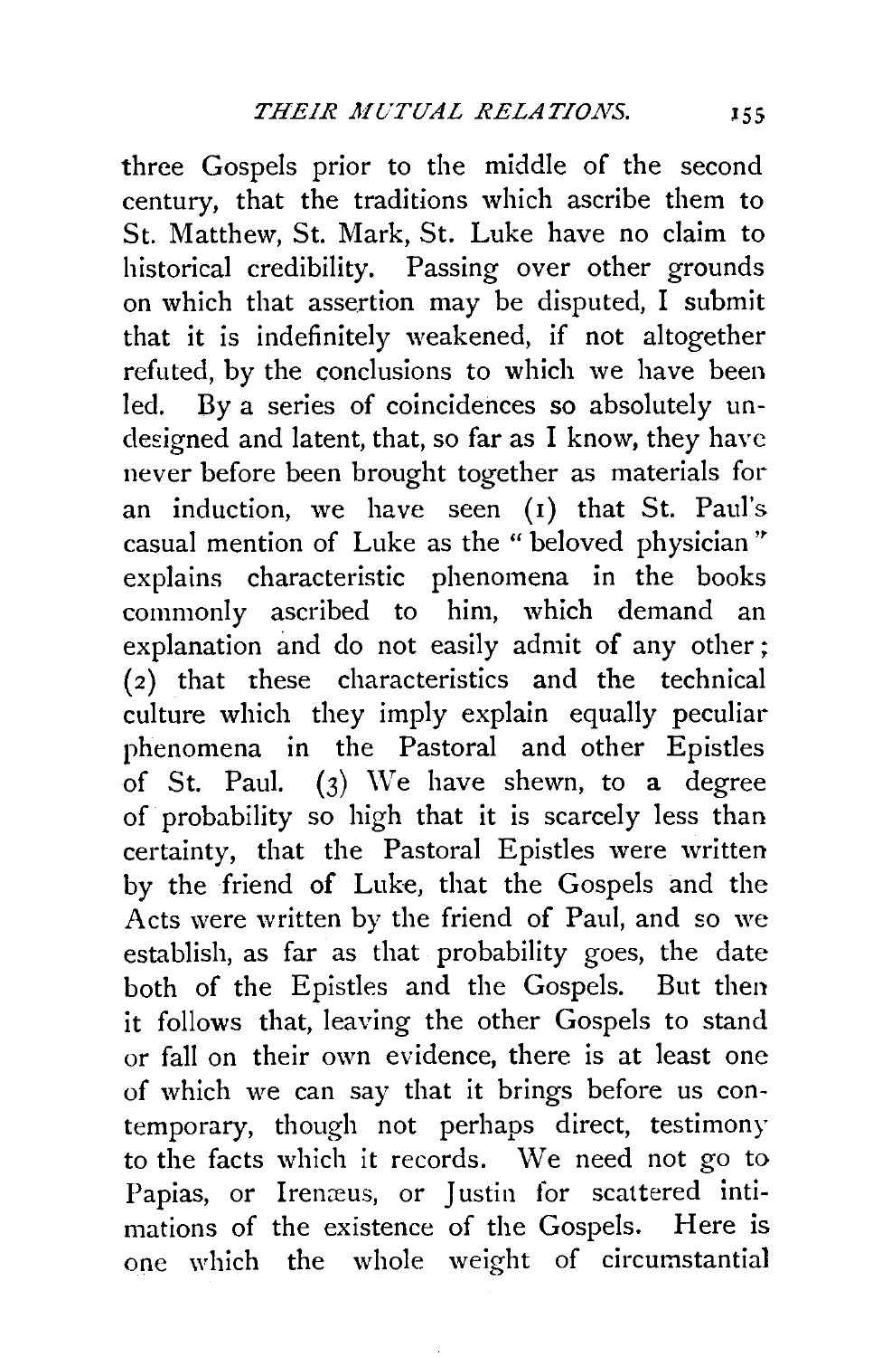three Gospels prior to the middle of the second century, that the traditions which ascribe them to St. Matthew, St. Mark, St. Luke have no claim to historical credibility. Passing over other grounds on which that assertion may be disputed, I submit that it is indefinitely weakened, if not altogether refuted, by the conclusions to which we have been led. By a series of coincidences so absolutely undesigned and latent, that, so far as I know, they have never before been brought together as materials for an induction, we have seen (1) that St. Paul's casual mention of Luke as the "beloved physician" explains characteristic phenomena in the books commonly ascribed to him, which demand an explanation and do not easily admit of any other; (2) that these characteristics and the technical culture which they imply explain equally peculiar phenomena in the Pastoral and other Epistles of St. Paul. (3) We have shewn, to a degree of probability so high that it is scarcely less than certainty, that the Pastoral Epistles were written by the friend of Luke, that the Gospels and the Acts were written by the friend of Paul, and so we establish, as far as that probability goes, the date both of the Epistles and the Gospels. But then it follows that, leaving the other Gospels to stand or fall on their own evidence, there is at least one of which we can say that it brings before us contemporary, though not perhaps direct, testimony to the facts which it records. We need not go to Papias, or Irenæus, or Justin for scattered intimations of the existence of the Gospels. Here is one which the whole weight of circumstantial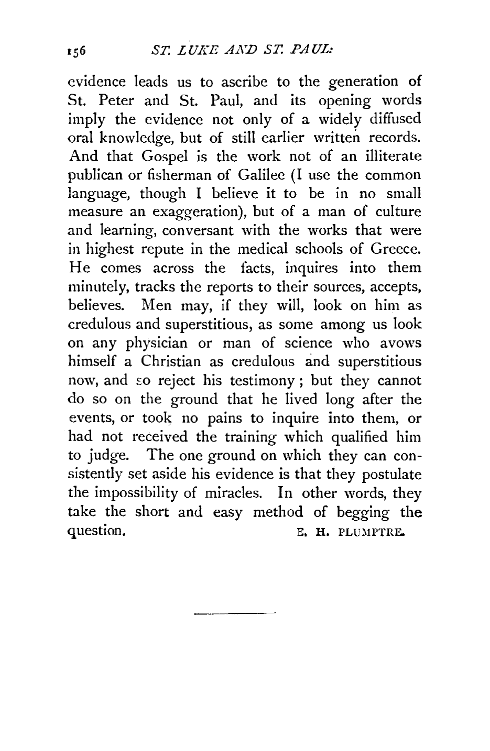evidence leads us to ascribe to the generation of St. Peter and St. Paul, and its opening words imply the evidence not only of a widely diffused oral knowledge, but of still earlier written records. And that Gospel is the work not of an illiterate publican or fisherman of Galilee (I use the common language, though I believe it to be in no small measure an exaggeration), but of a man of culture and learning, conversant with the works that were in highest repute in the medical schools of Greece. He comes across the facts, inquires into them minutely, tracks the reports to their sources, accepts, believes. Men may, if they will, look on him as credulous and superstitious, as some among us look on any physician or man of science who avows himself a Christian as credulous and superstitious now, and so reject his testimony; but they cannot do so on the ground that he lived long after the events, or took no pains to inquire into them, or had not received the training which qualified him to judge. The one ground on which they can consistently set aside his evidence is that they postulate the impossibility of miracles. In other words, they take the short and easy method of begging the question.

E. H. PLUMPTRE.

---